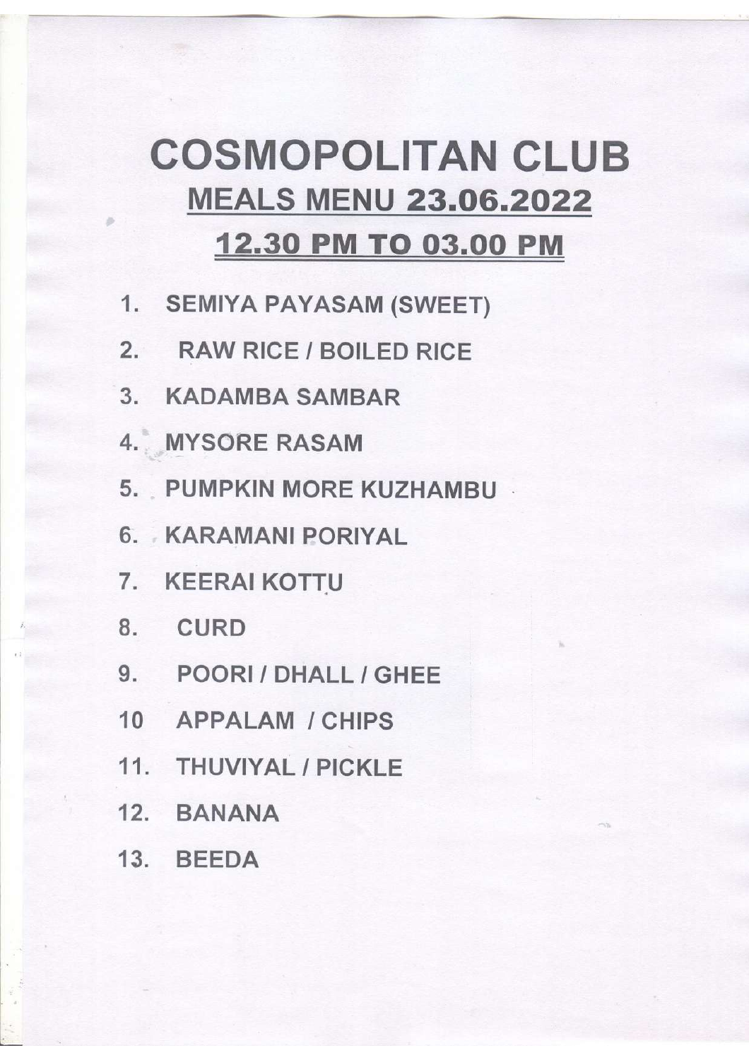# COSMOPOLITAN CLUB

## MEALS MENU 23.06.2022

## 12.30 PM TO 03.00 PM

1. SEMIYA PAYASAM (SWEET)
2. RAW RICE / BOILED RICE
3. KADAMBA SAMBAR
4. MYSORE RASAM
5. PUMPKIN MORE KUZHAMBU
6. KARAMANI PORIYAL
7. KEERAI KOTTU
8. CURD
9. POORI / DHALL / GHEE
10. APPALAM / CHIPS
11. THUVIYAL / PICKLE
12. BANANA
13. BEEDA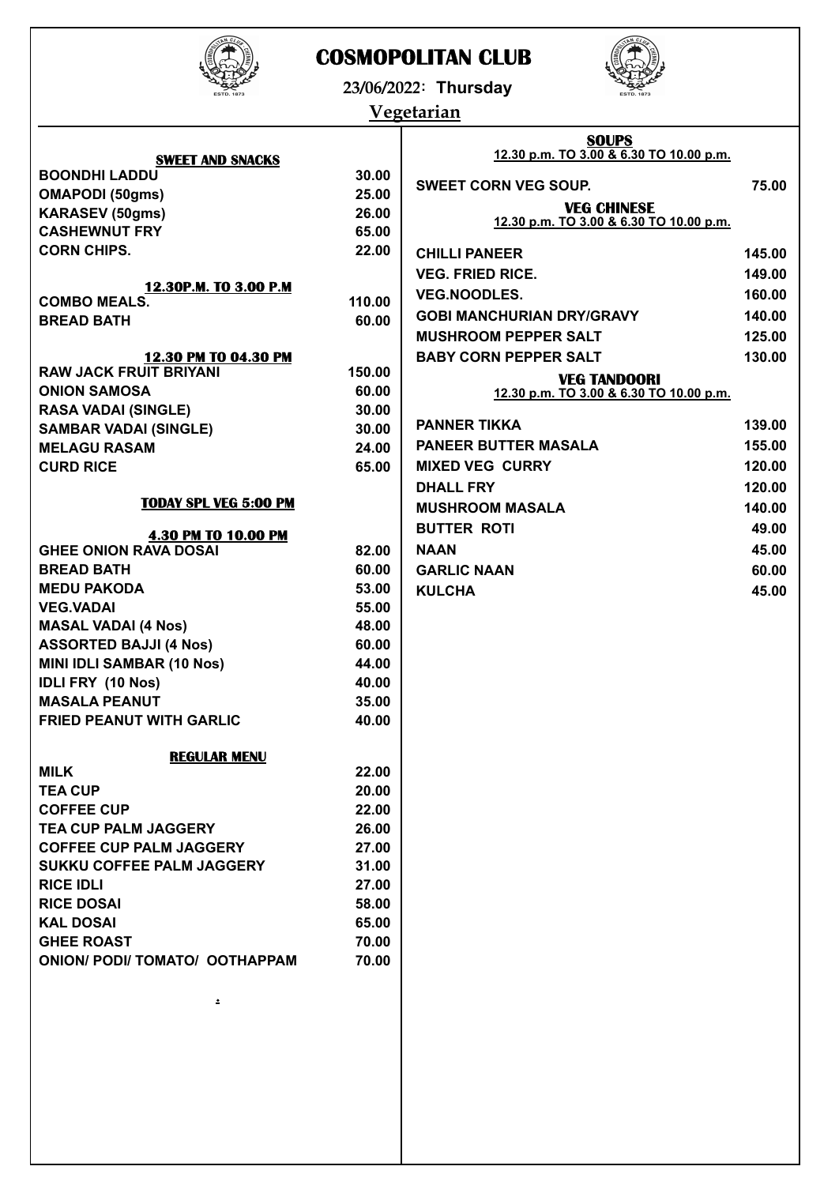# COSMOPOLITAN CLUB

23/06/2022: **Thursday**

## Vegetarian

### SWEET AND SNACKS

| Item | Price |
|---|---|
| BOONDHI LADDU | 30.00 |
| OMAPODI (50gms) | 25.00 |
| KARASEV (50gms) | 26.00 |
| CASHEWNUT FRY | 65.00 |
| CORN CHIPS. | 22.00 |

### 12.30P.M. TO 3.00 P.M

| Item | Price |
|---|---|
| COMBO MEALS. | 110.00 |
| BREAD BATH | 60.00 |

### 12.30 PM TO 04.30 PM

| Item | Price |
|---|---|
| RAW JACK FRUIT BRIYANI | 150.00 |
| ONION SAMOSA | 60.00 |
| RASA VADAI (SINGLE) | 30.00 |
| SAMBAR VADAI (SINGLE) | 30.00 |
| MELAGU RASAM | 24.00 |
| CURD RICE | 65.00 |

### TODAY SPL VEG 5:00 PM

### 4.30 PM TO 10.00 PM

| Item | Price |
|---|---|
| GHEE ONION RAVA DOSAI | 82.00 |
| BREAD BATH | 60.00 |
| MEDU PAKODA | 53.00 |
| VEG.VADAI | 55.00 |
| MASAL VADAI (4 Nos) | 48.00 |
| ASSORTED BAJJI (4 Nos) | 60.00 |
| MINI IDLI SAMBAR (10 Nos) | 44.00 |
| IDLI FRY (10 Nos) | 40.00 |
| MASALA PEANUT | 35.00 |
| FRIED PEANUT WITH GARLIC | 40.00 |

### REGULAR MENU

| Item | Price |
|---|---|
| MILK | 22.00 |
| TEA CUP | 20.00 |
| COFFEE CUP | 22.00 |
| TEA CUP PALM JAGGERY | 26.00 |
| COFFEE CUP PALM JAGGERY | 27.00 |
| SUKKU COFFEE PALM JAGGERY | 31.00 |
| RICE IDLI | 27.00 |
| RICE DOSAI | 58.00 |
| KAL DOSAI | 65.00 |
| GHEE ROAST | 70.00 |
| ONION/ PODI/ TOMATO/ OOTHAPPAM | 70.00 |

### SOUPS

12.30 p.m. TO 3.00 & 6.30 TO 10.00 p.m.

| Item | Price |
|---|---|
| SWEET CORN VEG SOUP. | 75.00 |

### VEG CHINESE

12.30 p.m. TO 3.00 & 6.30 TO 10.00 p.m.

| Item | Price |
|---|---|
| CHILLI PANEER | 145.00 |
| VEG. FRIED RICE. | 149.00 |
| VEG.NOODLES. | 160.00 |
| GOBI MANCHURIAN DRY/GRAVY | 140.00 |
| MUSHROOM PEPPER SALT | 125.00 |
| BABY CORN PEPPER SALT | 130.00 |

### VEG TANDOORI

12.30 p.m. TO 3.00 & 6.30 TO 10.00 p.m.

| Item | Price |
|---|---|
| PANNER TIKKA | 139.00 |
| PANEER BUTTER MASALA | 155.00 |
| MIXED VEG CURRY | 120.00 |
| DHALL FRY | 120.00 |
| MUSHROOM MASALA | 140.00 |
| BUTTER ROTI | 49.00 |
| NAAN | 45.00 |
| GARLIC NAAN | 60.00 |
| KULCHA | 45.00 |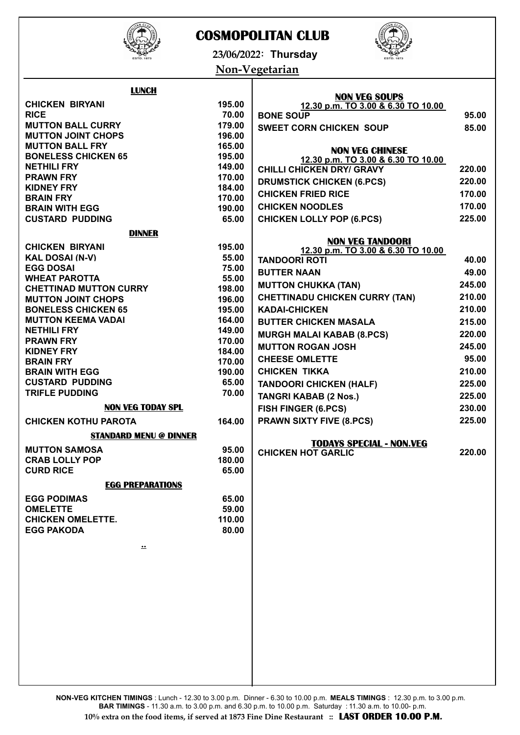# COSMOPOLITAN CLUB

23/06/2022: **Thursday**

## Non-Vegetarian

### LUNCH

| | |
|---|---|
| CHICKEN BIRYANI | 195.00 |
| RICE | 70.00 |
| MUTTON BALL CURRY | 179.00 |
| MUTTON JOINT CHOPS | 196.00 |
| MUTTON BALL FRY | 165.00 |
| BONELESS CHICKEN 65 | 195.00 |
| NETHILI FRY | 149.00 |
| PRAWN FRY | 170.00 |
| KIDNEY FRY | 184.00 |
| BRAIN FRY | 170.00 |
| BRAIN WITH EGG | 190.00 |
| CUSTARD PUDDING | 65.00 |

### DINNER

| | |
|---|---|
| CHICKEN BIRYANI | 195.00 |
| KAL DOSAI (N-V) | 55.00 |
| EGG DOSAI | 75.00 |
| WHEAT PAROTTA | 55.00 |
| CHETTINAD MUTTON CURRY | 198.00 |
| MUTTON JOINT CHOPS | 196.00 |
| BONELESS CHICKEN 65 | 195.00 |
| MUTTON KEEMA VADAI | 164.00 |
| NETHILI FRY | 149.00 |
| PRAWN FRY | 170.00 |
| KIDNEY FRY | 184.00 |
| BRAIN FRY | 170.00 |
| BRAIN WITH EGG | 190.00 |
| CUSTARD PUDDING | 65.00 |
| TRIFLE PUDDING | 70.00 |

### NON VEG TODAY SPL

| | |
|---|---|
| CHICKEN KOTHU PAROTA | 164.00 |

### STANDARD MENU @ DINNER

| | |
|---|---|
| MUTTON SAMOSA | 95.00 |
| CRAB LOLLY POP | 180.00 |
| CURD RICE | 65.00 |

### EGG PREPARATIONS

| | |
|---|---|
| EGG PODIMAS | 65.00 |
| OMELETTE | 59.00 |
| CHICKEN OMELETTE. | 110.00 |
| EGG PAKODA | 80.00 |

..

### NON VEG SOUPS

12.30 p.m. TO 3.00 & 6.30 TO 10.00

| | |
|---|---|
| BONE SOUP | 95.00 |
| SWEET CORN CHICKEN SOUP | 85.00 |

### NON VEG CHINESE

12.30 p.m. TO 3.00 & 6.30 TO 10.00

| | |
|---|---|
| CHILLI CHICKEN DRY/ GRAVY | 220.00 |
| DRUMSTICK CHICKEN (6.PCS) | 220.00 |
| CHICKEN FRIED RICE | 170.00 |
| CHICKEN NOODLES | 170.00 |
| CHICKEN LOLLY POP (6.PCS) | 225.00 |

### NON VEG TANDOORI

12.30 p.m. TO 3.00 & 6.30 TO 10.00

| | |
|---|---|
| TANDOORI ROTI | 40.00 |
| BUTTER NAAN | 49.00 |
| MUTTON CHUKKA (TAN) | 245.00 |
| CHETTINADU CHICKEN CURRY (TAN) | 210.00 |
| KADAI-CHICKEN | 210.00 |
| BUTTER CHICKEN MASALA | 215.00 |
| MURGH MALAI KABAB (8.PCS) | 220.00 |
| MUTTON ROGAN JOSH | 245.00 |
| CHEESE OMLETTE | 95.00 |
| CHICKEN TIKKA | 210.00 |
| TANDOORI CHICKEN (HALF) | 225.00 |
| TANGRI KABAB (2 Nos.) | 225.00 |
| FISH FINGER (6.PCS) | 230.00 |
| PRAWN SIXTY FIVE (8.PCS) | 225.00 |

### TODAYS SPECIAL - NON.VEG

| | |
|---|---|
| CHICKEN HOT GARLIC | 220.00 |

**NON-VEG KITCHEN TIMINGS** : Lunch - 12.30 to 3.00 p.m. Dinner - 6.30 to 10.00 p.m. **MEALS TIMINGS** : 12.30 p.m. to 3.00 p.m.
**BAR TIMINGS** - 11.30 a.m. to 3.00 p.m. and 6.30 p.m. to 10.00 p.m. Saturday : 11.30 a.m. to 10.00- p.m.

**10% extra on the food items, if served at 1873 Fine Dine Restaurant :: LAST ORDER 10.00 P.M.**